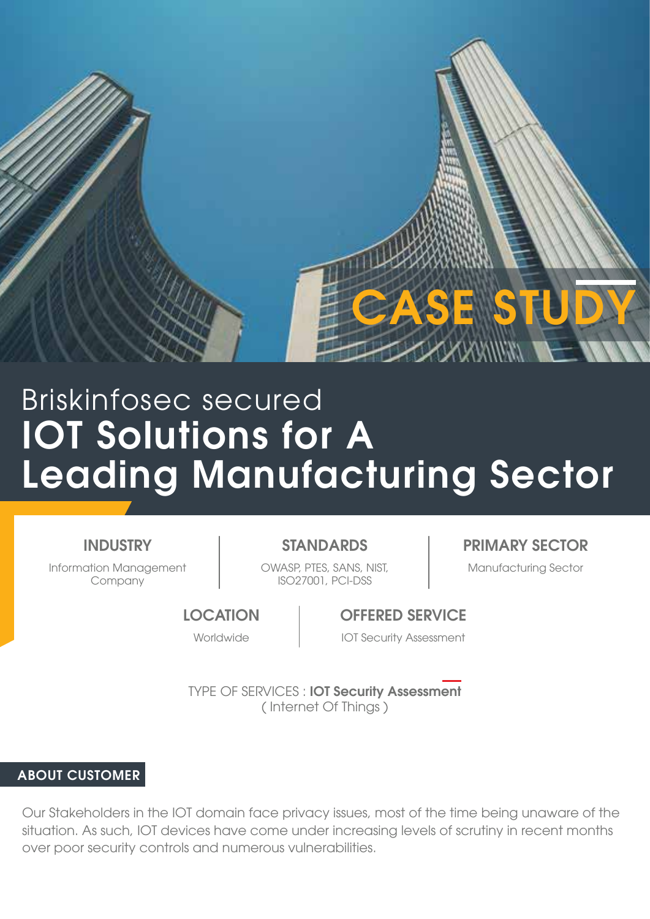# CASE STUDY

# Briskinfosec secured **IOT Solutions for A Leading Manufacturing Sector**

**INDUSTRY**

Information Management Company

**STANDARDS**

OWASP, PTES, SANS, NIST, ISO27001, PCI-DSS

**PRIMARY SECTOR**

Manufacturing Sector

**LOCATION**

Worldwide

**OFFERED SERVICE**

IOT Security Assessment

TYPE OF SERVICES : **IOT Security Assessment**
( Internet Of Things )

## ABOUT CUSTOMER

Our Stakeholders in the IOT domain face privacy issues, most of the time being unaware of the situation. As such, IOT devices have come under increasing levels of scrutiny in recent months over poor security controls and numerous vulnerabilities.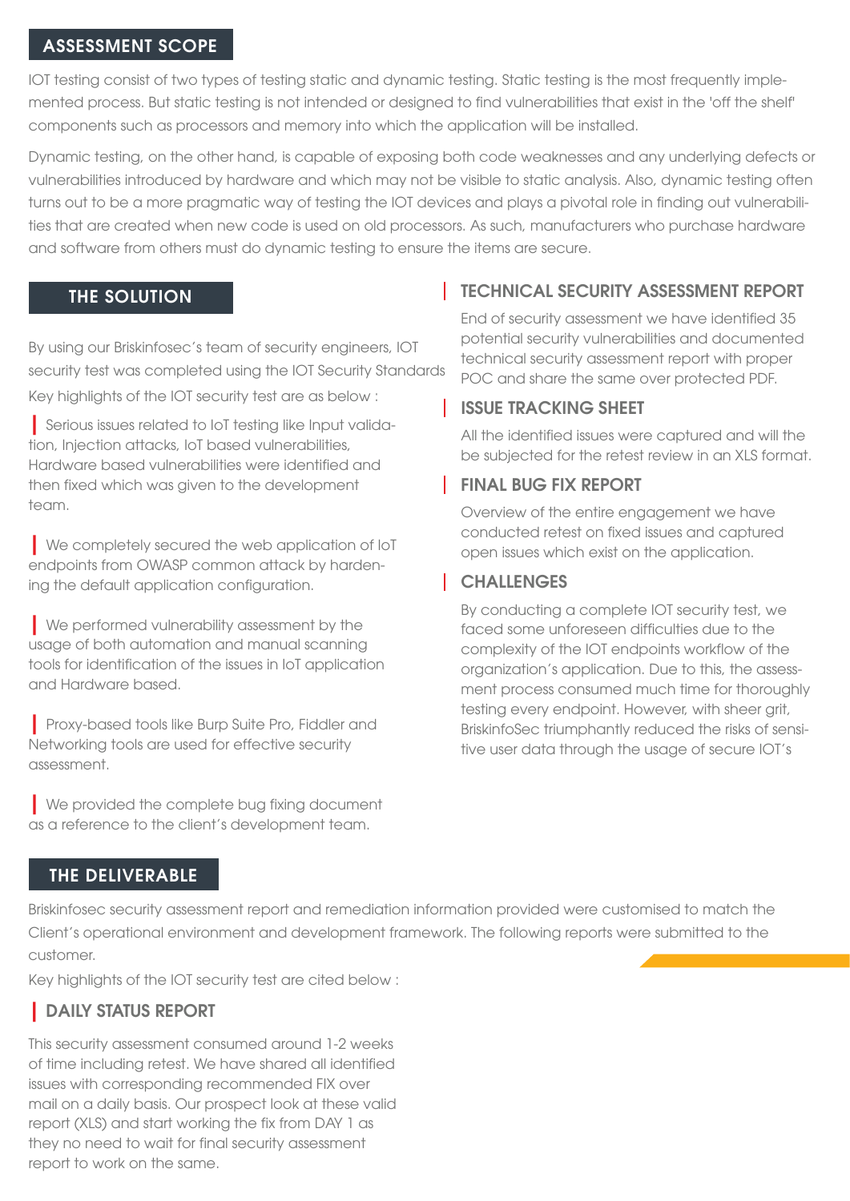## ASSESSMENT SCOPE

IOT testing consist of two types of testing static and dynamic testing. Static testing is the most frequently implemented process. But static testing is not intended or designed to find vulnerabilities that exist in the 'off the shelf' components such as processors and memory into which the application will be installed.

Dynamic testing, on the other hand, is capable of exposing both code weaknesses and any underlying defects or vulnerabilities introduced by hardware and which may not be visible to static analysis. Also, dynamic testing often turns out to be a more pragmatic way of testing the IOT devices and plays a pivotal role in finding out vulnerabilities that are created when new code is used on old processors. As such, manufacturers who purchase hardware and software from others must do dynamic testing to ensure the items are secure.

## THE SOLUTION

By using our Briskinfosec's team of security engineers, IOT security test was completed using the IOT Security Standards

Key highlights of the IOT security test are as below :

- Serious issues related to IoT testing like Input validation, Injection attacks, IoT based vulnerabilities, Hardware based vulnerabilities were identified and then fixed which was given to the development team.
- We completely secured the web application of IoT endpoints from OWASP common attack by hardening the default application configuration.
- We performed vulnerability assessment by the usage of both automation and manual scanning tools for identification of the issues in IoT application and Hardware based.
- Proxy-based tools like Burp Suite Pro, Fiddler and Networking tools are used for effective security assessment.
- We provided the complete bug fixing document as a reference to the client's development team.

### TECHNICAL SECURITY ASSESSMENT REPORT

End of security assessment we have identified 35 potential security vulnerabilities and documented technical security assessment report with proper POC and share the same over protected PDF.

### ISSUE TRACKING SHEET

All the identified issues were captured and will the be subjected for the retest review in an XLS format.

### FINAL BUG FIX REPORT

Overview of the entire engagement we have conducted retest on fixed issues and captured open issues which exist on the application.

### CHALLENGES

By conducting a complete IOT security test, we faced some unforeseen difficulties due to the complexity of the IOT endpoints workflow of the organization's application. Due to this, the assessment process consumed much time for thoroughly testing every endpoint. However, with sheer grit, BriskinfoSec triumphantly reduced the risks of sensitive user data through the usage of secure IOT's

## THE DELIVERABLE

Briskinfosec security assessment report and remediation information provided were customised to match the Client's operational environment and development framework. The following reports were submitted to the customer.

Key highlights of the IOT security test are cited below :

### DAILY STATUS REPORT

This security assessment consumed around 1-2 weeks of time including retest. We have shared all identified issues with corresponding recommended FIX over mail on a daily basis. Our prospect look at these valid report (XLS) and start working the fix from DAY 1 as they no need to wait for final security assessment report to work on the same.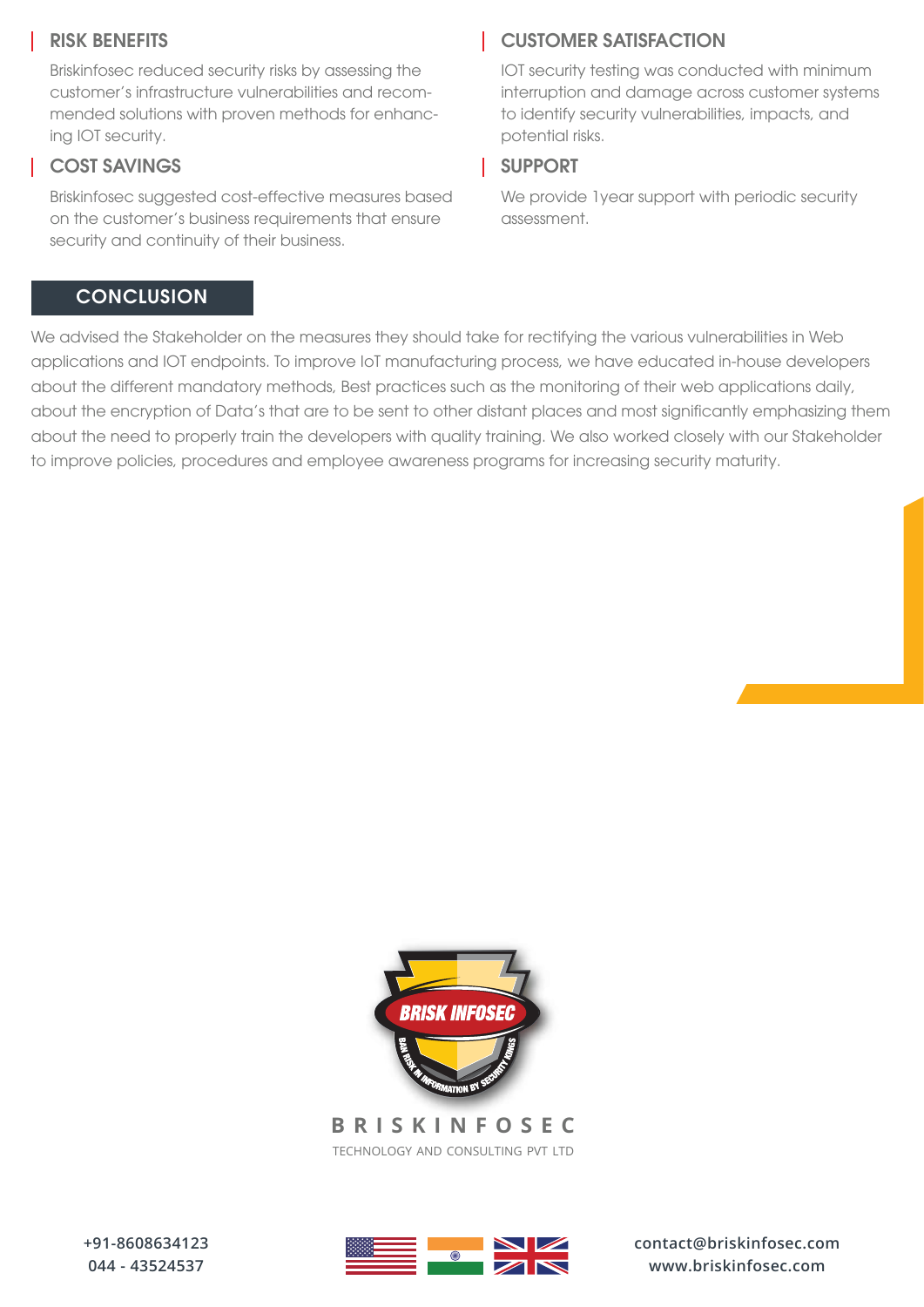## RISK BENEFITS

Briskinfosec reduced security risks by assessing the customer's infrastructure vulnerabilities and recommended solutions with proven methods for enhancing IOT security.

## COST SAVINGS

Briskinfosec suggested cost-effective measures based on the customer's business requirements that ensure security and continuity of their business.

## CUSTOMER SATISFACTION

IOT security testing was conducted with minimum interruption and damage across customer systems to identify security vulnerabilities, impacts, and potential risks.

## SUPPORT

We provide 1year support with periodic security assessment.

## CONCLUSION

We advised the Stakeholder on the measures they should take for rectifying the various vulnerabilities in Web applications and IOT endpoints. To improve IoT manufacturing process, we have educated in-house developers about the different mandatory methods, Best practices such as the monitoring of their web applications daily, about the encryption of Data's that are to be sent to other distant places and most significantly emphasizing them about the need to properly train the developers with quality training. We also worked closely with our Stakeholder to improve policies, procedures and employee awareness programs for increasing security maturity.

BRISKINFOSEC
TECHNOLOGY AND CONSULTING PVT LTD

+91-8608634123
044 - 43524537

contact@briskinfosec.com
www.briskinfosec.com